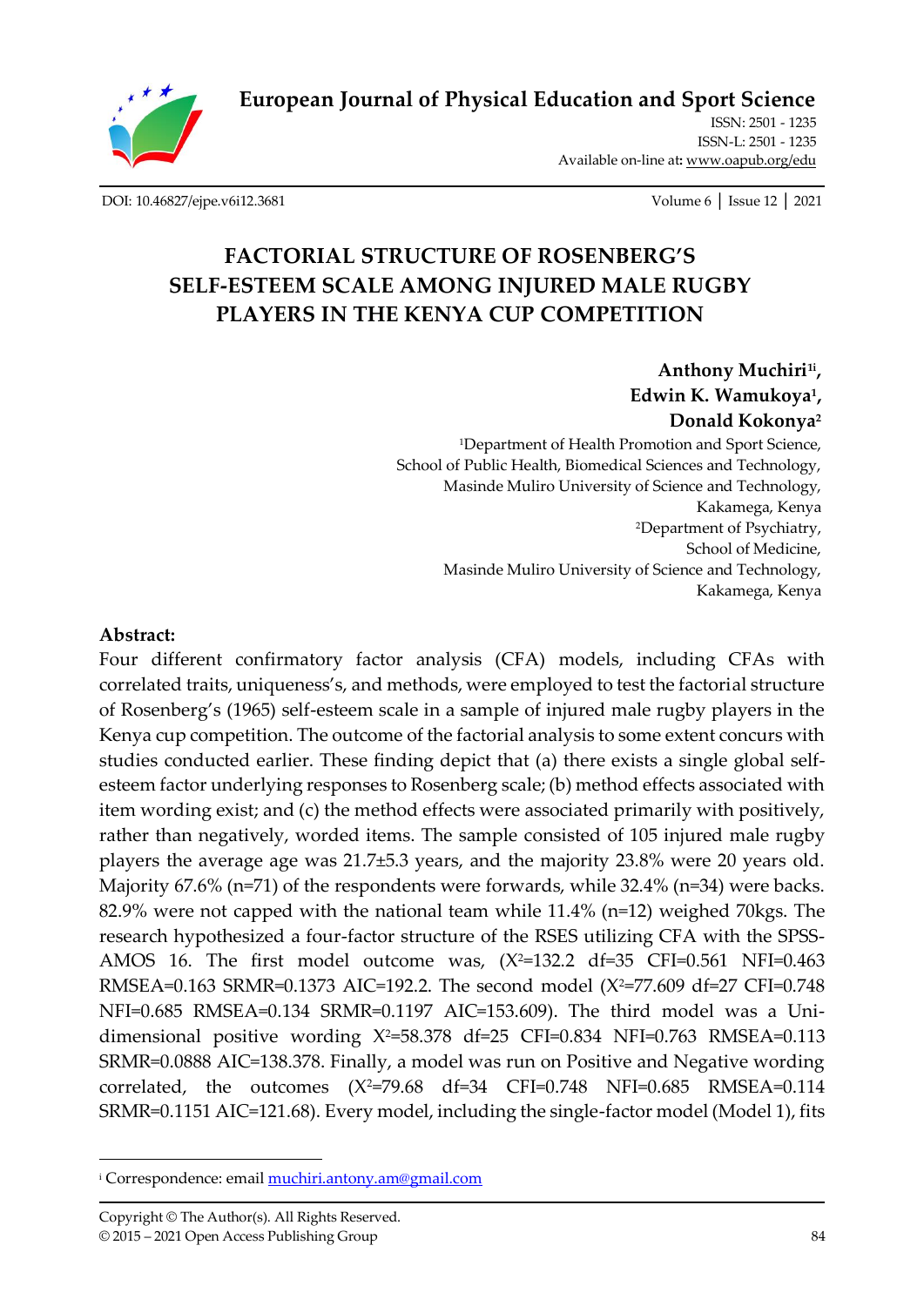European Journal of Physical Education and Sport Science

ISSN: 2501 - 1235
ISSN-L: 2501 - 1235
Available on-line at: www.oapub.org/edu

DOI: 10.46827/ejpe.v6i12.3681

# FACTORIAL STRUCTURE OF ROSENBERG'S SELF-ESTEEM SCALE AMONG INJURED MALE RUGBY PLAYERS IN THE KENYA CUP COMPETITION

**Anthony Muchiri[1i], Edwin K. Wamukoya[1], Donald Kokonya[2]**

[1]Department of Health Promotion and Sport Science, School of Public Health, Biomedical Sciences and Technology, Masinde Muliro University of Science and Technology, Kakamega, Kenya

[2]Department of Psychiatry, School of Medicine, Masinde Muliro University of Science and Technology, Kakamega, Kenya

## Abstract:

Four different confirmatory factor analysis (CFA) models, including CFAs with correlated traits, uniqueness's, and methods, were employed to test the factorial structure of Rosenberg's (1965) self-esteem scale in a sample of injured male rugby players in the Kenya cup competition. The outcome of the factorial analysis to some extent concurs with studies conducted earlier. These finding depict that (a) there exists a single global self-esteem factor underlying responses to Rosenberg scale; (b) method effects associated with item wording exist; and (c) the method effects were associated primarily with positively, rather than negatively, worded items. The sample consisted of 105 injured male rugby players the average age was 21.7±5.3 years, and the majority 23.8% were 20 years old. Majority 67.6% (n=71) of the respondents were forwards, while 32.4% (n=34) were backs. 82.9% were not capped with the national team while 11.4% (n=12) weighed 70kgs. The research hypothesized a four-factor structure of the RSES utilizing CFA with the SPSS-AMOS 16. The first model outcome was, ($X^2$=132.2 df=35 CFI=0.561 NFI=0.463 RMSEA=0.163 SRMR=0.1373 AIC=192.2. The second model ($X^2$=77.609 df=27 CFI=0.748 NFI=0.685 RMSEA=0.134 SRMR=0.1197 AIC=153.609). The third model was a Uni-dimensional positive wording $X^2$=58.378 df=25 CFI=0.834 NFI=0.763 RMSEA=0.113 SRMR=0.0888 AIC=138.378. Finally, a model was run on Positive and Negative wording correlated, the outcomes ($X^2$=79.68 df=34 CFI=0.748 NFI=0.685 RMSEA=0.114 SRMR=0.1151 AIC=121.68). Every model, including the single-factor model (Model 1), fits

---

[i] Correspondence: email muchiri.antony.am@gmail.com

Copyright © The Author(s). All Rights Reserved.
© 2015 – 2021 Open Access Publishing Group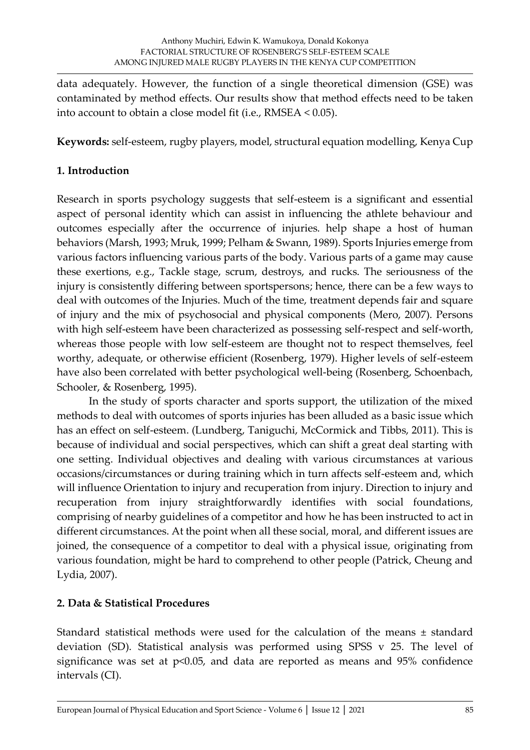data adequately. However, the function of a single theoretical dimension (GSE) was contaminated by method effects. Our results show that method effects need to be taken into account to obtain a close model fit (i.e., RMSEA < 0.05).

**Keywords:** self-esteem, rugby players, model, structural equation modelling, Kenya Cup

## 1. Introduction

Research in sports psychology suggests that self-esteem is a significant and essential aspect of personal identity which can assist in influencing the athlete behaviour and outcomes especially after the occurrence of injuries. help shape a host of human behaviors (Marsh, 1993; Mruk, 1999; Pelham & Swann, 1989). Sports Injuries emerge from various factors influencing various parts of the body. Various parts of a game may cause these exertions, e.g., Tackle stage, scrum, destroys, and rucks. The seriousness of the injury is consistently differing between sportspersons; hence, there can be a few ways to deal with outcomes of the Injuries. Much of the time, treatment depends fair and square of injury and the mix of psychosocial and physical components (Mero, 2007). Persons with high self-esteem have been characterized as possessing self-respect and self-worth, whereas those people with low self-esteem are thought not to respect themselves, feel worthy, adequate, or otherwise efficient (Rosenberg, 1979). Higher levels of self-esteem have also been correlated with better psychological well-being (Rosenberg, Schoenbach, Schooler, & Rosenberg, 1995).

In the study of sports character and sports support, the utilization of the mixed methods to deal with outcomes of sports injuries has been alluded as a basic issue which has an effect on self-esteem. (Lundberg, Taniguchi, McCormick and Tibbs, 2011). This is because of individual and social perspectives, which can shift a great deal starting with one setting. Individual objectives and dealing with various circumstances at various occasions/circumstances or during training which in turn affects self-esteem and, which will influence Orientation to injury and recuperation from injury. Direction to injury and recuperation from injury straightforwardly identifies with social foundations, comprising of nearby guidelines of a competitor and how he has been instructed to act in different circumstances. At the point when all these social, moral, and different issues are joined, the consequence of a competitor to deal with a physical issue, originating from various foundation, might be hard to comprehend to other people (Patrick, Cheung and Lydia, 2007).

## 2. Data & Statistical Procedures

Standard statistical methods were used for the calculation of the means ± standard deviation (SD). Statistical analysis was performed using SPSS v 25. The level of significance was set at $p<0.05$, and data are reported as means and 95% confidence intervals (CI).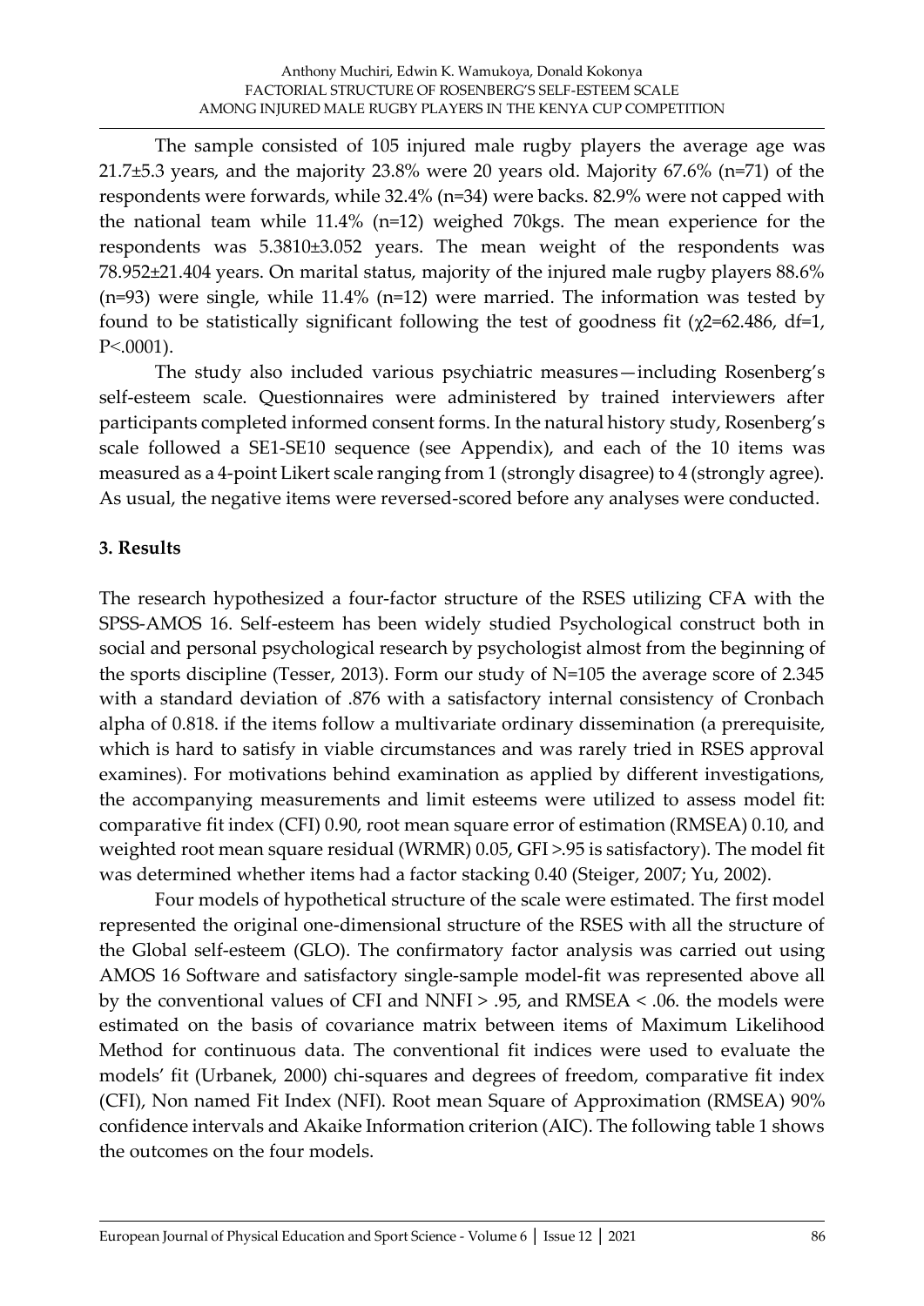The sample consisted of 105 injured male rugby players the average age was 21.7±5.3 years, and the majority 23.8% were 20 years old. Majority 67.6% (n=71) of the respondents were forwards, while 32.4% (n=34) were backs. 82.9% were not capped with the national team while 11.4% (n=12) weighed 70kgs. The mean experience for the respondents was 5.3810±3.052 years. The mean weight of the respondents was 78.952±21.404 years. On marital status, majority of the injured male rugby players 88.6% (n=93) were single, while 11.4% (n=12) were married. The information was tested by found to be statistically significant following the test of goodness fit ($\chi2$=62.486, df=1, P<.0001).

The study also included various psychiatric measures—including Rosenberg's self-esteem scale. Questionnaires were administered by trained interviewers after participants completed informed consent forms. In the natural history study, Rosenberg's scale followed a SE1-SE10 sequence (see Appendix), and each of the 10 items was measured as a 4-point Likert scale ranging from 1 (strongly disagree) to 4 (strongly agree). As usual, the negative items were reversed-scored before any analyses were conducted.

## 3. Results

The research hypothesized a four-factor structure of the RSES utilizing CFA with the SPSS-AMOS 16. Self-esteem has been widely studied Psychological construct both in social and personal psychological research by psychologist almost from the beginning of the sports discipline (Tesser, 2013). Form our study of N=105 the average score of 2.345 with a standard deviation of .876 with a satisfactory internal consistency of Cronbach alpha of 0.818. if the items follow a multivariate ordinary dissemination (a prerequisite, which is hard to satisfy in viable circumstances and was rarely tried in RSES approval examines). For motivations behind examination as applied by different investigations, the accompanying measurements and limit esteems were utilized to assess model fit: comparative fit index (CFI) 0.90, root mean square error of estimation (RMSEA) 0.10, and weighted root mean square residual (WRMR) 0.05, GFI >.95 is satisfactory). The model fit was determined whether items had a factor stacking 0.40 (Steiger, 2007; Yu, 2002).

Four models of hypothetical structure of the scale were estimated. The first model represented the original one-dimensional structure of the RSES with all the structure of the Global self-esteem (GLO). The confirmatory factor analysis was carried out using AMOS 16 Software and satisfactory single-sample model-fit was represented above all by the conventional values of CFI and NNFI > .95, and RMSEA < .06. the models were estimated on the basis of covariance matrix between items of Maximum Likelihood Method for continuous data. The conventional fit indices were used to evaluate the models' fit (Urbanek, 2000) chi-squares and degrees of freedom, comparative fit index (CFI), Non named Fit Index (NFI). Root mean Square of Approximation (RMSEA) 90% confidence intervals and Akaike Information criterion (AIC). The following table 1 shows the outcomes on the four models.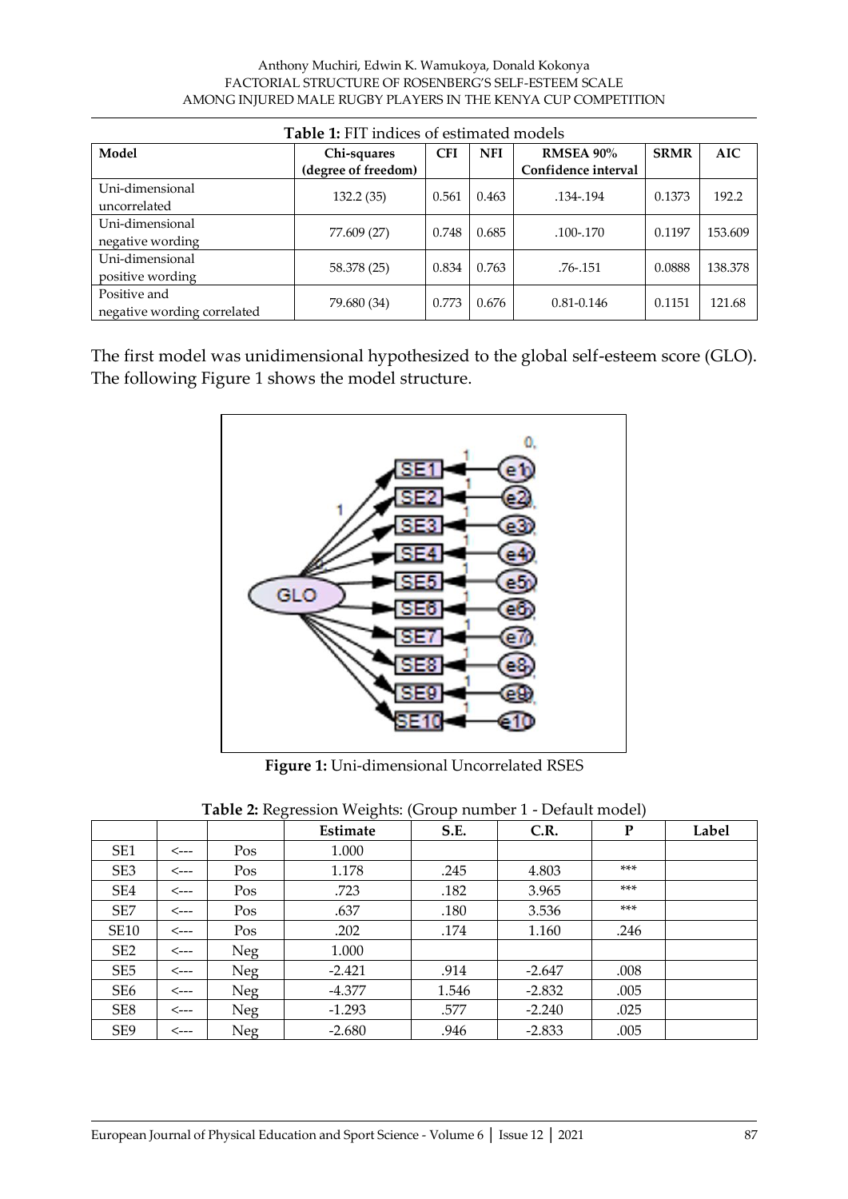**Table 1:** FIT indices of estimated models

| Model | Chi-squares (degree of freedom) | CFI | NFI | RMSEA 90% Confidence interval | SRMR | AIC |
|---|---|---|---|---|---|---|
| Uni-dimensional uncorrelated | 132.2 (35) | 0.561 | 0.463 | .134-.194 | 0.1373 | 192.2 |
| Uni-dimensional negative wording | 77.609 (27) | 0.748 | 0.685 | .100-.170 | 0.1197 | 153.609 |
| Uni-dimensional positive wording | 58.378 (25) | 0.834 | 0.763 | .76-.151 | 0.0888 | 138.378 |
| Positive and negative wording correlated | 79.680 (34) | 0.773 | 0.676 | 0.81-0.146 | 0.1151 | 121.68 |

The first model was unidimensional hypothesized to the global self-esteem score (GLO). The following Figure 1 shows the model structure.

**Figure 1:** Uni-dimensional Uncorrelated RSES

**Table 2:** Regression Weights: (Group number 1 - Default model)

| | | | Estimate | S.E. | C.R. | P | Label |
|---|---|---|---|---|---|---|---|
| SE1 | <--- | Pos | 1.000 | | | | |
| SE3 | <--- | Pos | 1.178 | .245 | 4.803 | *** | |
| SE4 | <--- | Pos | .723 | .182 | 3.965 | *** | |
| SE7 | <--- | Pos | .637 | .180 | 3.536 | *** | |
| SE10 | <--- | Pos | .202 | .174 | 1.160 | .246 | |
| SE2 | <--- | Neg | 1.000 | | | | |
| SE5 | <--- | Neg | -2.421 | .914 | -2.647 | .008 | |
| SE6 | <--- | Neg | -4.377 | 1.546 | -2.832 | .005 | |
| SE8 | <--- | Neg | -1.293 | .577 | -2.240 | .025 | |
| SE9 | <--- | Neg | -2.680 | .946 | -2.833 | .005 | |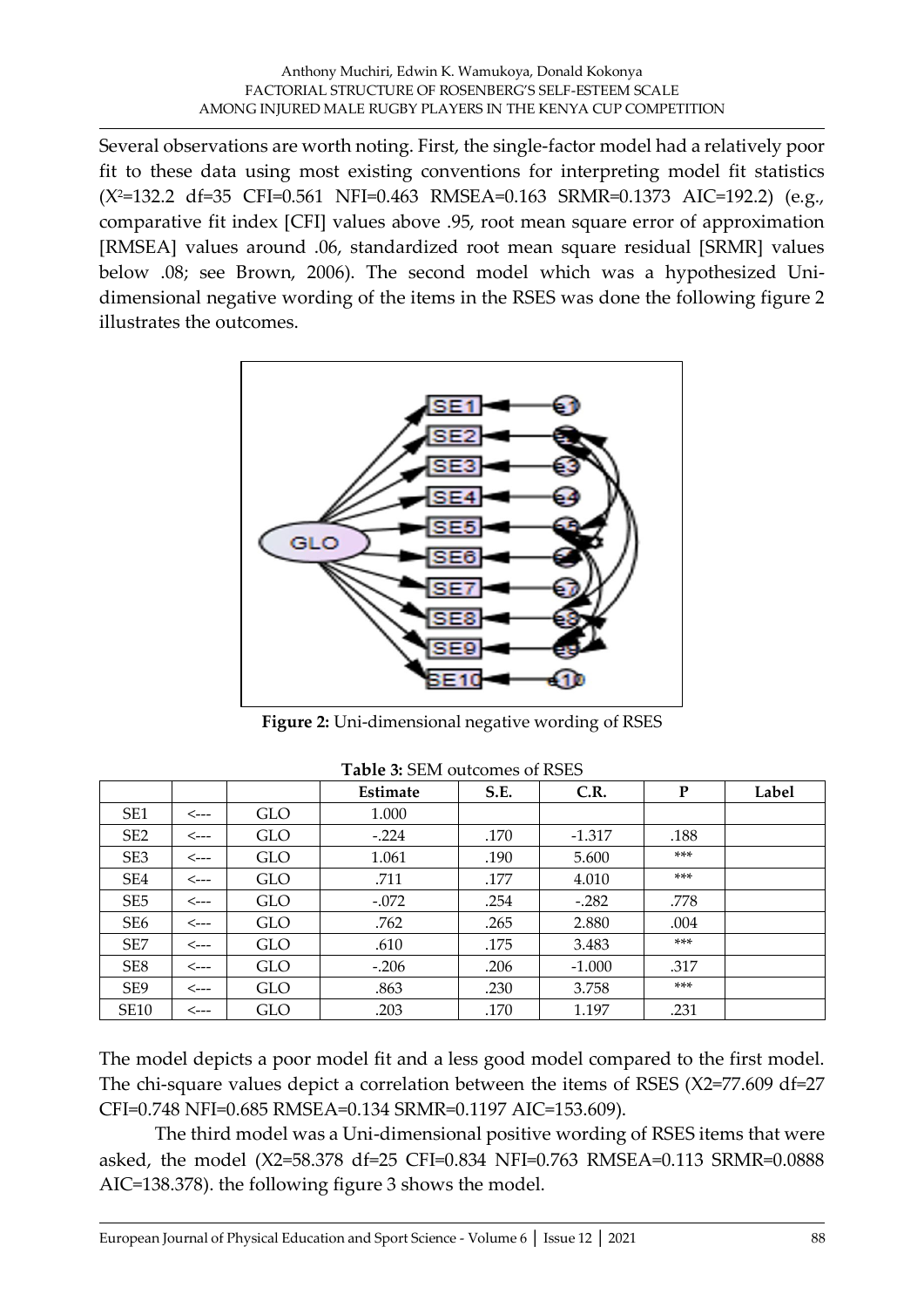Several observations are worth noting. First, the single-factor model had a relatively poor fit to these data using most existing conventions for interpreting model fit statistics ($X^2$=132.2 df=35 CFI=0.561 NFI=0.463 RMSEA=0.163 SRMR=0.1373 AIC=192.2) (e.g., comparative fit index [CFI] values above .95, root mean square error of approximation [RMSEA] values around .06, standardized root mean square residual [SRMR] values below .08; see Brown, 2006). The second model which was a hypothesized Uni-dimensional negative wording of the items in the RSES was done the following figure 2 illustrates the outcomes.

**Figure 2:** Uni-dimensional negative wording of RSES

**Table 3:** SEM outcomes of RSES

| | | | Estimate | S.E. | C.R. | P | Label |
|---|---|---|---|---|---|---|---|
| SE1 | <--- | GLO | 1.000 | | | | |
| SE2 | <--- | GLO | -.224 | .170 | -1.317 | .188 | |
| SE3 | <--- | GLO | 1.061 | .190 | 5.600 | *** | |
| SE4 | <--- | GLO | .711 | .177 | 4.010 | *** | |
| SE5 | <--- | GLO | -.072 | .254 | -.282 | .778 | |
| SE6 | <--- | GLO | .762 | .265 | 2.880 | .004 | |
| SE7 | <--- | GLO | .610 | .175 | 3.483 | *** | |
| SE8 | <--- | GLO | -.206 | .206 | -1.000 | .317 | |
| SE9 | <--- | GLO | .863 | .230 | 3.758 | *** | |
| SE10 | <--- | GLO | .203 | .170 | 1.197 | .231 | |

The model depicts a poor model fit and a less good model compared to the first model. The chi-square values depict a correlation between the items of RSES (X2=77.609 df=27 CFI=0.748 NFI=0.685 RMSEA=0.134 SRMR=0.1197 AIC=153.609).

The third model was a Uni-dimensional positive wording of RSES items that were asked, the model (X2=58.378 df=25 CFI=0.834 NFI=0.763 RMSEA=0.113 SRMR=0.0888 AIC=138.378). the following figure 3 shows the model.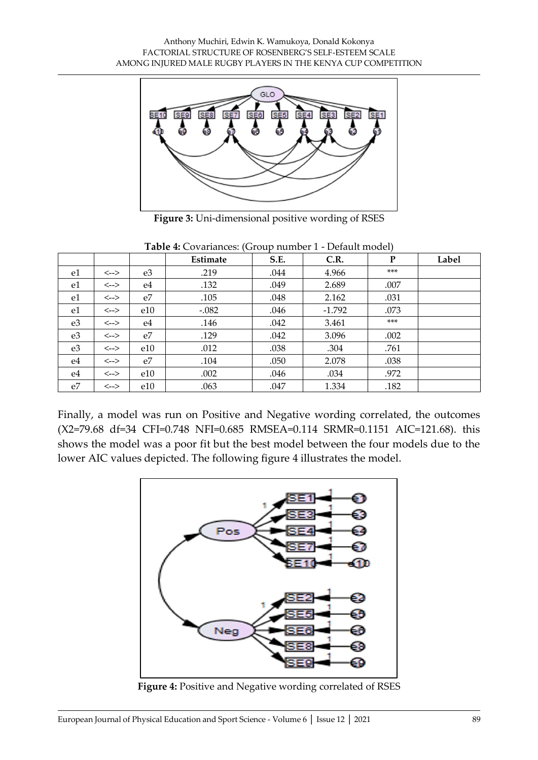**Figure 3:** Uni-dimensional positive wording of RSES

**Table 4:** Covariances: (Group number 1 - Default model)

| | | | Estimate | S.E. | C.R. | P | Label |
|---|---|---|---|---|---|---|---|
| e1 | <--> | e3 | .219 | .044 | 4.966 | *** | |
| e1 | <--> | e4 | .132 | .049 | 2.689 | .007 | |
| e1 | <--> | e7 | .105 | .048 | 2.162 | .031 | |
| e1 | <--> | e10 | -.082 | .046 | -1.792 | .073 | |
| e3 | <--> | e4 | .146 | .042 | 3.461 | *** | |
| e3 | <--> | e7 | .129 | .042 | 3.096 | .002 | |
| e3 | <--> | e10 | .012 | .038 | .304 | .761 | |
| e4 | <--> | e7 | .104 | .050 | 2.078 | .038 | |
| e4 | <--> | e10 | .002 | .046 | .034 | .972 | |
| e7 | <--> | e10 | .063 | .047 | 1.334 | .182 | |

Finally, a model was run on Positive and Negative wording correlated, the outcomes (X2=79.68 df=34 CFI=0.748 NFI=0.685 RMSEA=0.114 SRMR=0.1151 AIC=121.68). this shows the model was a poor fit but the best model between the four models due to the lower AIC values depicted. The following figure 4 illustrates the model.

**Figure 4:** Positive and Negative wording correlated of RSES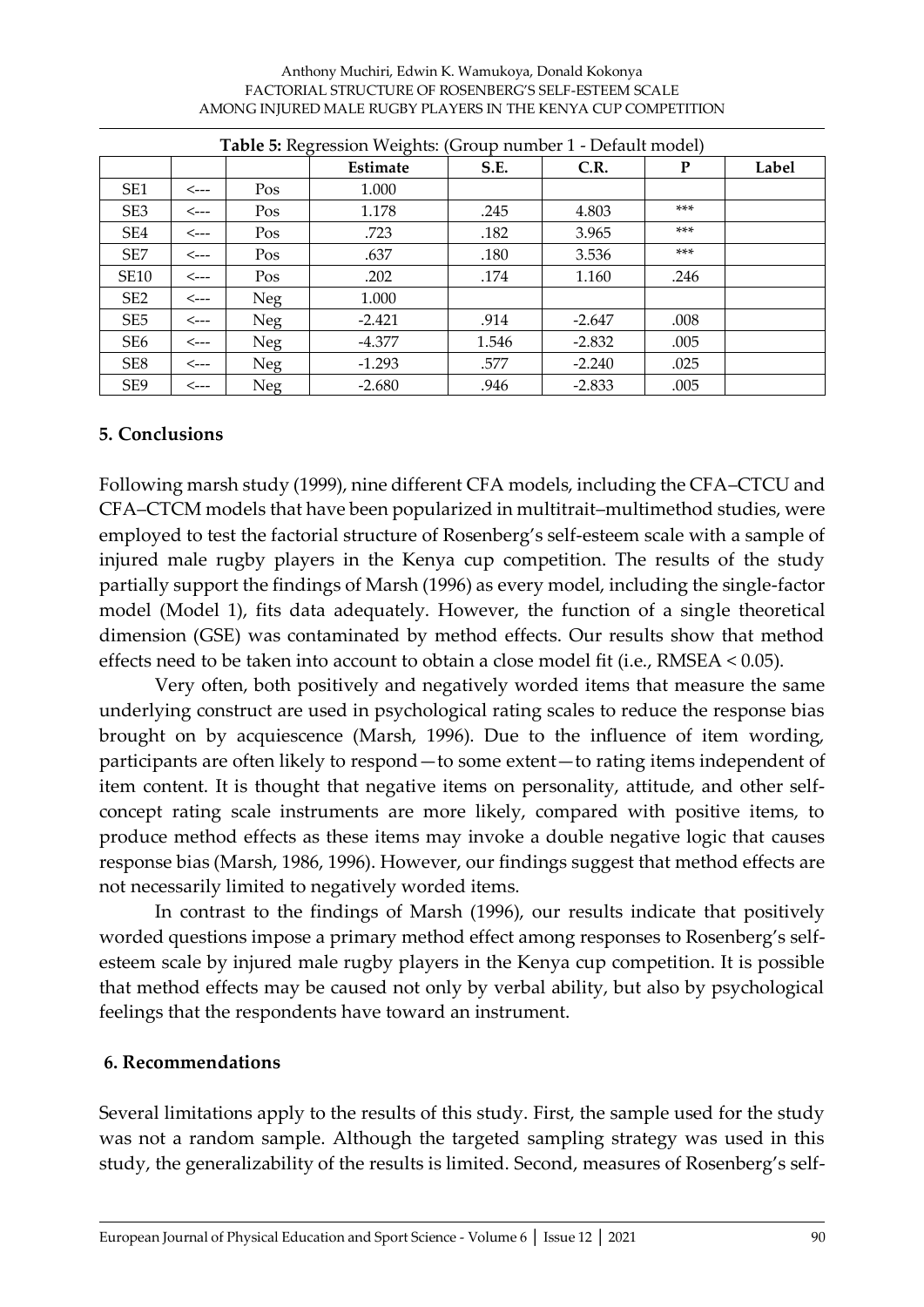**Table 5:** Regression Weights: (Group number 1 - Default model)

| | | | Estimate | S.E. | C.R. | P | Label |
|---|---|---|---|---|---|---|---|
| SE1 | <--- | Pos | 1.000 | | | | |
| SE3 | <--- | Pos | 1.178 | .245 | 4.803 | *** | |
| SE4 | <--- | Pos | .723 | .182 | 3.965 | *** | |
| SE7 | <--- | Pos | .637 | .180 | 3.536 | *** | |
| SE10 | <--- | Pos | .202 | .174 | 1.160 | .246 | |
| SE2 | <--- | Neg | 1.000 | | | | |
| SE5 | <--- | Neg | -2.421 | .914 | -2.647 | .008 | |
| SE6 | <--- | Neg | -4.377 | 1.546 | -2.832 | .005 | |
| SE8 | <--- | Neg | -1.293 | .577 | -2.240 | .025 | |
| SE9 | <--- | Neg | -2.680 | .946 | -2.833 | .005 | |

## 5. Conclusions

Following marsh study (1999), nine different CFA models, including the CFA–CTCU and CFA–CTCM models that have been popularized in multitrait–multimethod studies, were employed to test the factorial structure of Rosenberg's self-esteem scale with a sample of injured male rugby players in the Kenya cup competition. The results of the study partially support the findings of Marsh (1996) as every model, including the single-factor model (Model 1), fits data adequately. However, the function of a single theoretical dimension (GSE) was contaminated by method effects. Our results show that method effects need to be taken into account to obtain a close model fit (i.e., RMSEA < 0.05).

Very often, both positively and negatively worded items that measure the same underlying construct are used in psychological rating scales to reduce the response bias brought on by acquiescence (Marsh, 1996). Due to the influence of item wording, participants are often likely to respond—to some extent—to rating items independent of item content. It is thought that negative items on personality, attitude, and other self-concept rating scale instruments are more likely, compared with positive items, to produce method effects as these items may invoke a double negative logic that causes response bias (Marsh, 1986, 1996). However, our findings suggest that method effects are not necessarily limited to negatively worded items.

In contrast to the findings of Marsh (1996), our results indicate that positively worded questions impose a primary method effect among responses to Rosenberg's self-esteem scale by injured male rugby players in the Kenya cup competition. It is possible that method effects may be caused not only by verbal ability, but also by psychological feelings that the respondents have toward an instrument.

## 6. Recommendations

Several limitations apply to the results of this study. First, the sample used for the study was not a random sample. Although the targeted sampling strategy was used in this study, the generalizability of the results is limited. Second, measures of Rosenberg's self-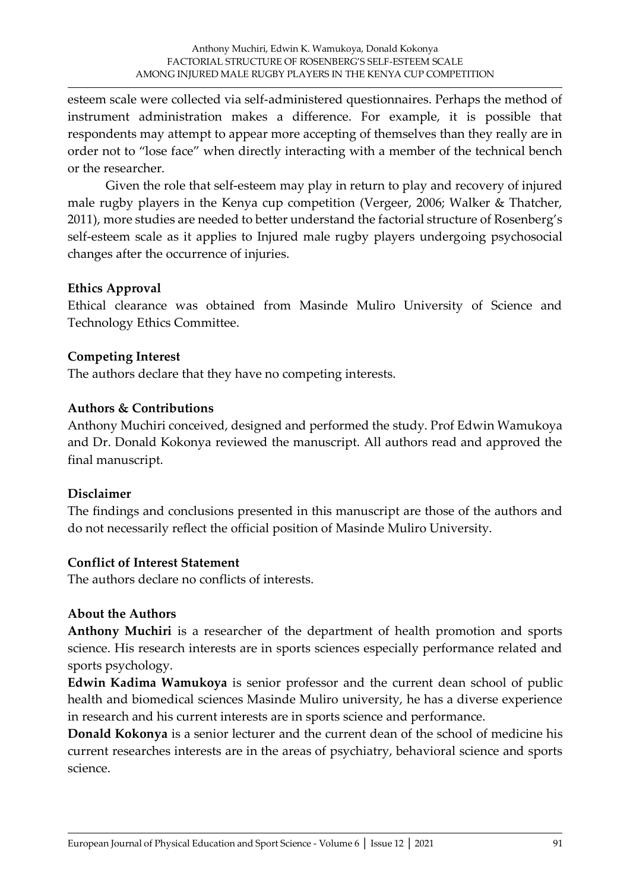esteem scale were collected via self-administered questionnaires. Perhaps the method of instrument administration makes a difference. For example, it is possible that respondents may attempt to appear more accepting of themselves than they really are in order not to "lose face" when directly interacting with a member of the technical bench or the researcher.

Given the role that self-esteem may play in return to play and recovery of injured male rugby players in the Kenya cup competition (Vergeer, 2006; Walker & Thatcher, 2011), more studies are needed to better understand the factorial structure of Rosenberg's self-esteem scale as it applies to Injured male rugby players undergoing psychosocial changes after the occurrence of injuries.

**Ethics Approval**

Ethical clearance was obtained from Masinde Muliro University of Science and Technology Ethics Committee.

**Competing Interest**

The authors declare that they have no competing interests.

**Authors & Contributions**

Anthony Muchiri conceived, designed and performed the study. Prof Edwin Wamukoya and Dr. Donald Kokonya reviewed the manuscript. All authors read and approved the final manuscript.

**Disclaimer**

The findings and conclusions presented in this manuscript are those of the authors and do not necessarily reflect the official position of Masinde Muliro University.

**Conflict of Interest Statement**

The authors declare no conflicts of interests.

**About the Authors**

**Anthony Muchiri** is a researcher of the department of health promotion and sports science. His research interests are in sports sciences especially performance related and sports psychology.

**Edwin Kadima Wamukoya** is senior professor and the current dean school of public health and biomedical sciences Masinde Muliro university, he has a diverse experience in research and his current interests are in sports science and performance.

**Donald Kokonya** is a senior lecturer and the current dean of the school of medicine his current researches interests are in the areas of psychiatry, behavioral science and sports science.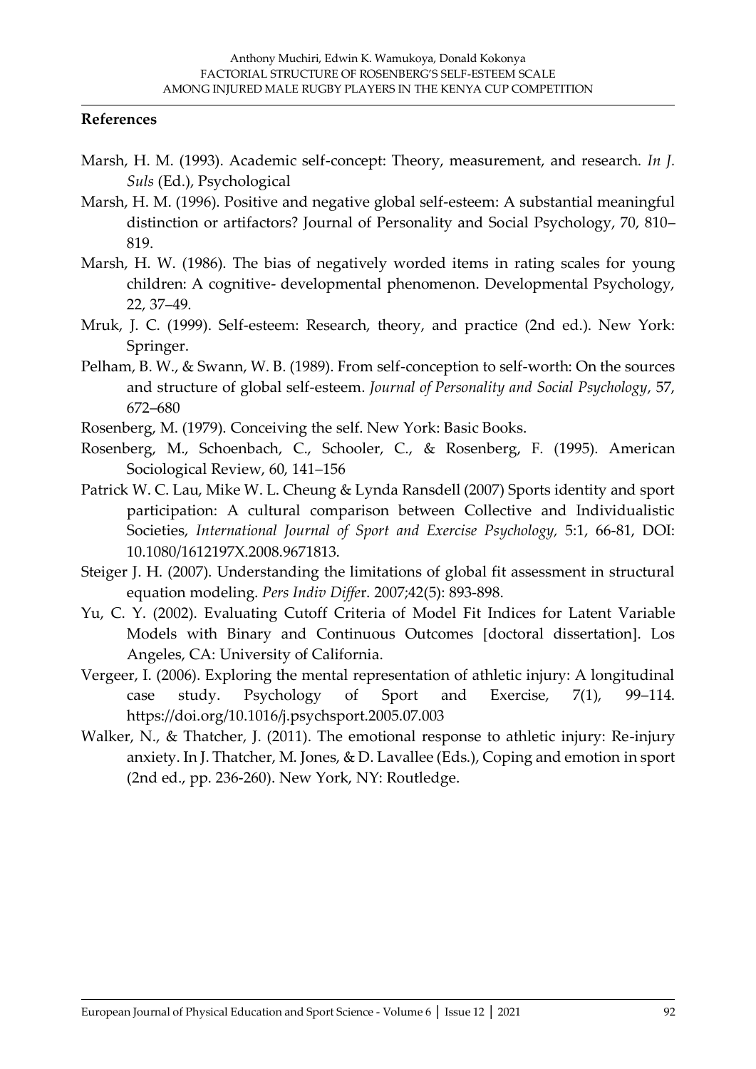## References

Marsh, H. M. (1993). Academic self-concept: Theory, measurement, and research. *In J. Suls* (Ed.), Psychological

Marsh, H. M. (1996). Positive and negative global self-esteem: A substantial meaningful distinction or artifactors? Journal of Personality and Social Psychology, 70, 810–819.

Marsh, H. W. (1986). The bias of negatively worded items in rating scales for young children: A cognitive- developmental phenomenon. Developmental Psychology, 22, 37–49.

Mruk, J. C. (1999). Self-esteem: Research, theory, and practice (2nd ed.). New York: Springer.

Pelham, B. W., & Swann, W. B. (1989). From self-conception to self-worth: On the sources and structure of global self-esteem. *Journal of Personality and Social Psychology*, 57, 672–680

Rosenberg, M. (1979). Conceiving the self. New York: Basic Books.

Rosenberg, M., Schoenbach, C., Schooler, C., & Rosenberg, F. (1995). American Sociological Review, 60, 141–156

Patrick W. C. Lau, Mike W. L. Cheung & Lynda Ransdell (2007) Sports identity and sport participation: A cultural comparison between Collective and Individualistic Societies, *International Journal of Sport and Exercise Psychology,* 5:1, 66-81, DOI: 10.1080/1612197X.2008.9671813.

Steiger J. H. (2007). Understanding the limitations of global fit assessment in structural equation modeling. *Pers Indiv Diffe*r. 2007;42(5): 893-898.

Yu, C. Y. (2002). Evaluating Cutoff Criteria of Model Fit Indices for Latent Variable Models with Binary and Continuous Outcomes [doctoral dissertation]. Los Angeles, CA: University of California.

Vergeer, I. (2006). Exploring the mental representation of athletic injury: A longitudinal case study. Psychology of Sport and Exercise, 7(1), 99–114. https://doi.org/10.1016/j.psychsport.2005.07.003

Walker, N., & Thatcher, J. (2011). The emotional response to athletic injury: Re-injury anxiety. In J. Thatcher, M. Jones, & D. Lavallee (Eds.), Coping and emotion in sport (2nd ed., pp. 236-260). New York, NY: Routledge.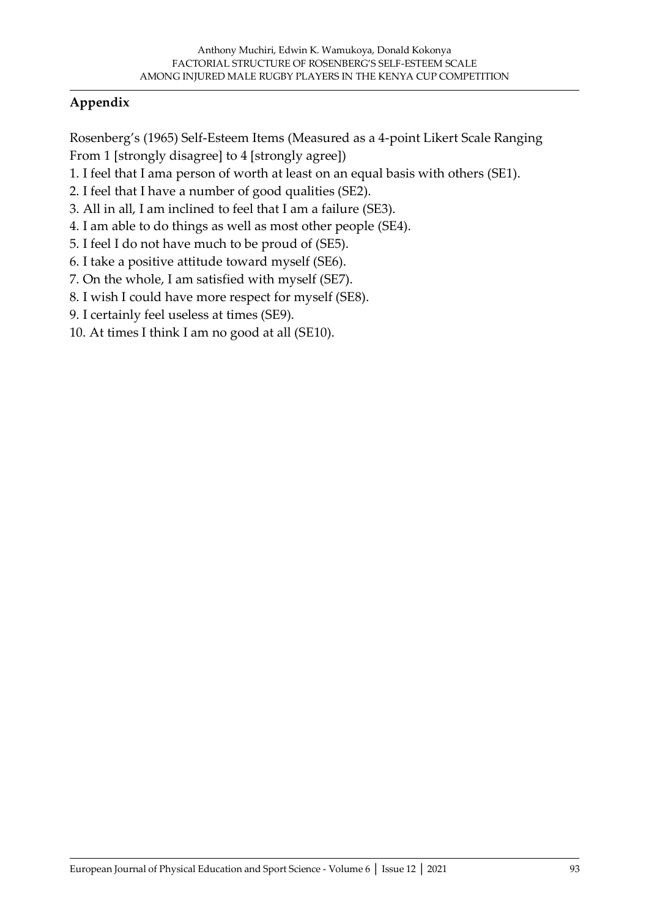## Appendix

Rosenberg's (1965) Self-Esteem Items (Measured as a 4-point Likert Scale Ranging From 1 [strongly disagree] to 4 [strongly agree])

1. I feel that I ama person of worth at least on an equal basis with others (SE1).
2. I feel that I have a number of good qualities (SE2).
3. All in all, I am inclined to feel that I am a failure (SE3).
4. I am able to do things as well as most other people (SE4).
5. I feel I do not have much to be proud of (SE5).
6. I take a positive attitude toward myself (SE6).
7. On the whole, I am satisfied with myself (SE7).
8. I wish I could have more respect for myself (SE8).
9. I certainly feel useless at times (SE9).
10. At times I think I am no good at all (SE10).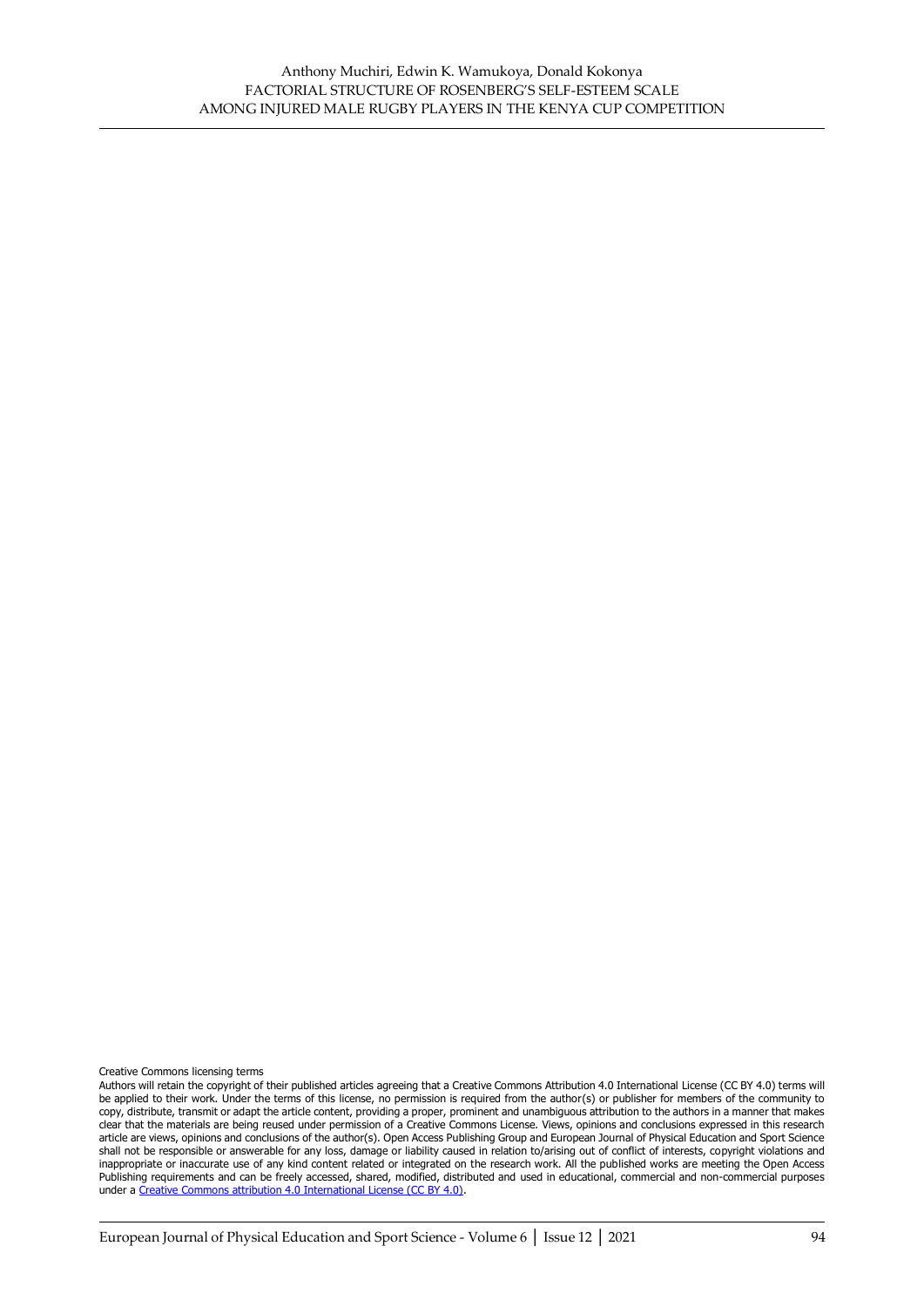Creative Commons licensing terms

Authors will retain the copyright of their published articles agreeing that a Creative Commons Attribution 4.0 International License (CC BY 4.0) terms will be applied to their work. Under the terms of this license, no permission is required from the author(s) or publisher for members of the community to copy, distribute, transmit or adapt the article content, providing a proper, prominent and unambiguous attribution to the authors in a manner that makes clear that the materials are being reused under permission of a Creative Commons License. Views, opinions and conclusions expressed in this research article are views, opinions and conclusions of the author(s). Open Access Publishing Group and European Journal of Physical Education and Sport Science shall not be responsible or answerable for any loss, damage or liability caused in relation to/arising out of conflict of interests, copyright violations and inappropriate or inaccurate use of any kind content related or integrated on the research work. All the published works are meeting the Open Access Publishing requirements and can be freely accessed, shared, modified, distributed and used in educational, commercial and non-commercial purposes under a Creative Commons attribution 4.0 International License (CC BY 4.0).